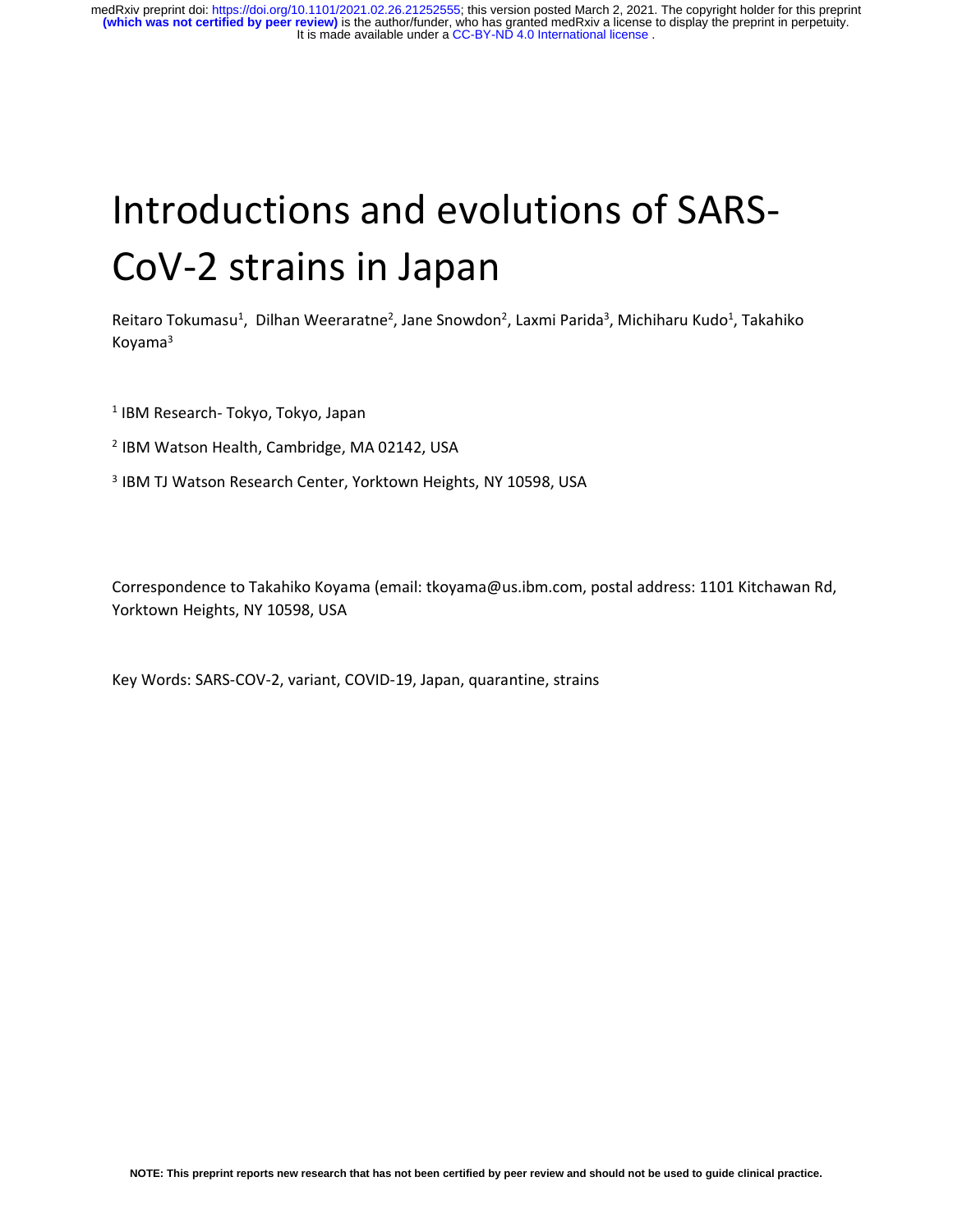# Introductions and evolutions of SARS-CoV-2 strains in Japan

Reitaro Tokumasu[1], Dilhan Weeraratne[2], Jane Snowdon[2], Laxmi Parida[3], Michiharu Kudo[1], Takahiko Koyama[3]

[1] IBM Research- Tokyo, Tokyo, Japan

[2] IBM Watson Health, Cambridge, MA 02142, USA

[3] IBM TJ Watson Research Center, Yorktown Heights, NY 10598, USA

Correspondence to Takahiko Koyama (email: tkoyama@us.ibm.com, postal address: 1101 Kitchawan Rd, Yorktown Heights, NY 10598, USA

Key Words: SARS-COV-2, variant, COVID-19, Japan, quarantine, strains

NOTE: This preprint reports new research that has not been certified by peer review and should not be used to guide clinical practice.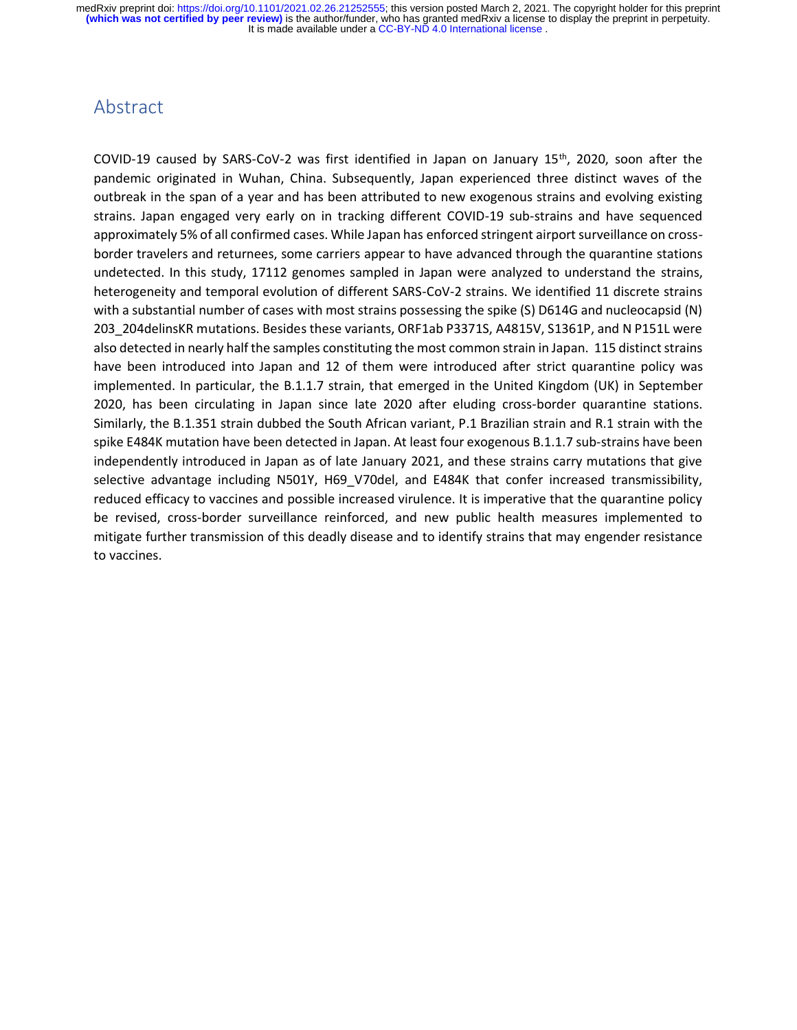## Abstract

COVID-19 caused by SARS-CoV-2 was first identified in Japan on January 15th, 2020, soon after the pandemic originated in Wuhan, China. Subsequently, Japan experienced three distinct waves of the outbreak in the span of a year and has been attributed to new exogenous strains and evolving existing strains. Japan engaged very early on in tracking different COVID-19 sub-strains and have sequenced approximately 5% of all confirmed cases. While Japan has enforced stringent airport surveillance on cross-border travelers and returnees, some carriers appear to have advanced through the quarantine stations undetected. In this study, 17112 genomes sampled in Japan were analyzed to understand the strains, heterogeneity and temporal evolution of different SARS-CoV-2 strains. We identified 11 discrete strains with a substantial number of cases with most strains possessing the spike (S) D614G and nucleocapsid (N) 203_204delinsKR mutations. Besides these variants, ORF1ab P3371S, A4815V, S1361P, and N P151L were also detected in nearly half the samples constituting the most common strain in Japan. 115 distinct strains have been introduced into Japan and 12 of them were introduced after strict quarantine policy was implemented. In particular, the B.1.1.7 strain, that emerged in the United Kingdom (UK) in September 2020, has been circulating in Japan since late 2020 after eluding cross-border quarantine stations. Similarly, the B.1.351 strain dubbed the South African variant, P.1 Brazilian strain and R.1 strain with the spike E484K mutation have been detected in Japan. At least four exogenous B.1.1.7 sub-strains have been independently introduced in Japan as of late January 2021, and these strains carry mutations that give selective advantage including N501Y, H69_V70del, and E484K that confer increased transmissibility, reduced efficacy to vaccines and possible increased virulence. It is imperative that the quarantine policy be revised, cross-border surveillance reinforced, and new public health measures implemented to mitigate further transmission of this deadly disease and to identify strains that may engender resistance to vaccines.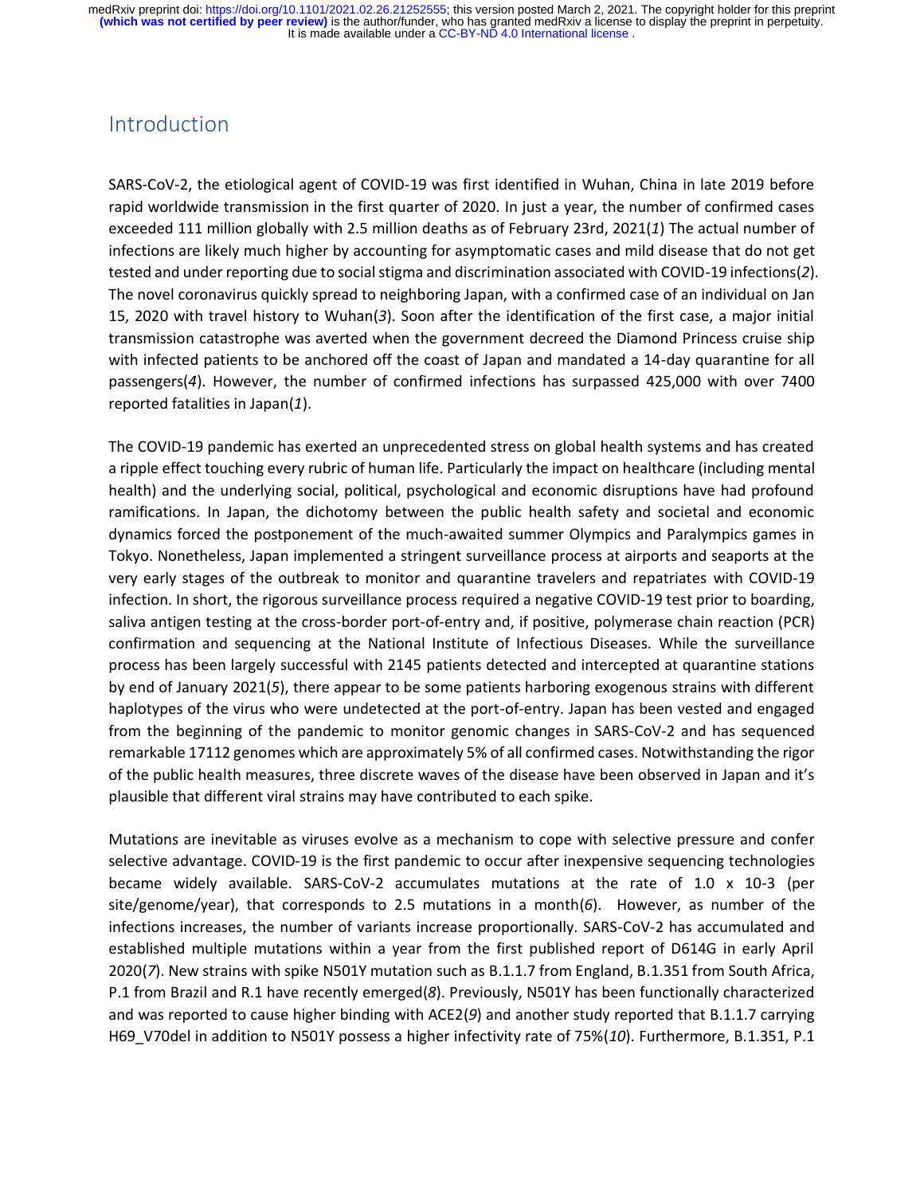## Introduction

SARS-CoV-2, the etiological agent of COVID-19 was first identified in Wuhan, China in late 2019 before rapid worldwide transmission in the first quarter of 2020. In just a year, the number of confirmed cases exceeded 111 million globally with 2.5 million deaths as of February 23rd, 2021(*1*) The actual number of infections are likely much higher by accounting for asymptomatic cases and mild disease that do not get tested and under reporting due to social stigma and discrimination associated with COVID-19 infections(*2*). The novel coronavirus quickly spread to neighboring Japan, with a confirmed case of an individual on Jan 15, 2020 with travel history to Wuhan(*3*). Soon after the identification of the first case, a major initial transmission catastrophe was averted when the government decreed the Diamond Princess cruise ship with infected patients to be anchored off the coast of Japan and mandated a 14-day quarantine for all passengers(*4*). However, the number of confirmed infections has surpassed 425,000 with over 7400 reported fatalities in Japan(*1*).

The COVID-19 pandemic has exerted an unprecedented stress on global health systems and has created a ripple effect touching every rubric of human life. Particularly the impact on healthcare (including mental health) and the underlying social, political, psychological and economic disruptions have had profound ramifications. In Japan, the dichotomy between the public health safety and societal and economic dynamics forced the postponement of the much-awaited summer Olympics and Paralympics games in Tokyo. Nonetheless, Japan implemented a stringent surveillance process at airports and seaports at the very early stages of the outbreak to monitor and quarantine travelers and repatriates with COVID-19 infection. In short, the rigorous surveillance process required a negative COVID-19 test prior to boarding, saliva antigen testing at the cross-border port-of-entry and, if positive, polymerase chain reaction (PCR) confirmation and sequencing at the National Institute of Infectious Diseases. While the surveillance process has been largely successful with 2145 patients detected and intercepted at quarantine stations by end of January 2021(*5*), there appear to be some patients harboring exogenous strains with different haplotypes of the virus who were undetected at the port-of-entry. Japan has been vested and engaged from the beginning of the pandemic to monitor genomic changes in SARS-CoV-2 and has sequenced remarkable 17112 genomes which are approximately 5% of all confirmed cases. Notwithstanding the rigor of the public health measures, three discrete waves of the disease have been observed in Japan and it's plausible that different viral strains may have contributed to each spike.

Mutations are inevitable as viruses evolve as a mechanism to cope with selective pressure and confer selective advantage. COVID-19 is the first pandemic to occur after inexpensive sequencing technologies became widely available. SARS-CoV-2 accumulates mutations at the rate of 1.0 x 10-3 (per site/genome/year), that corresponds to 2.5 mutations in a month(*6*). However, as number of the infections increases, the number of variants increase proportionally. SARS-CoV-2 has accumulated and established multiple mutations within a year from the first published report of D614G in early April 2020(*7*). New strains with spike N501Y mutation such as B.1.1.7 from England, B.1.351 from South Africa, P.1 from Brazil and R.1 have recently emerged(*8*). Previously, N501Y has been functionally characterized and was reported to cause higher binding with ACE2(*9*) and another study reported that B.1.1.7 carrying H69_V70del in addition to N501Y possess a higher infectivity rate of 75%(*10*). Furthermore, B.1.351, P.1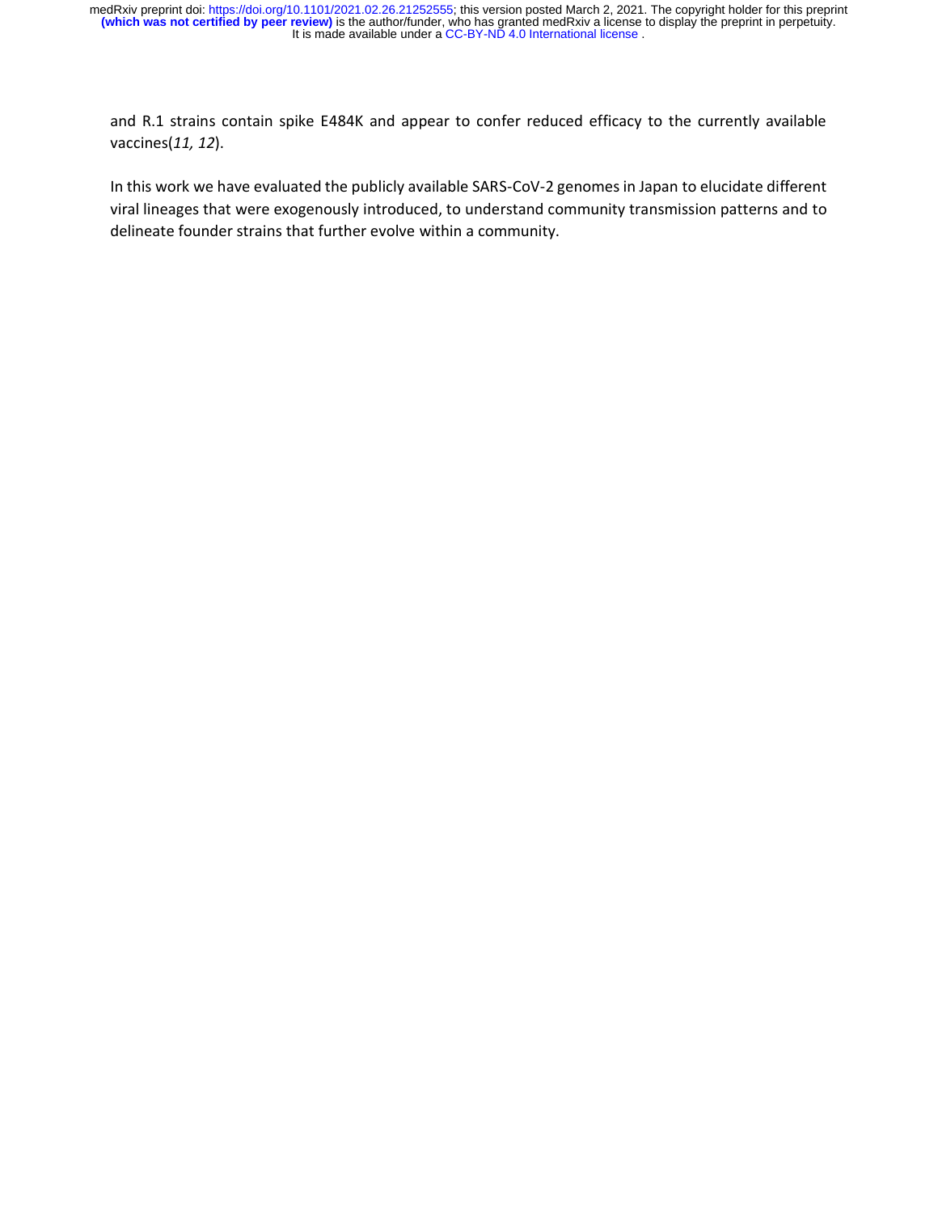and R.1 strains contain spike E484K and appear to confer reduced efficacy to the currently available vaccines(*11, 12*).

In this work we have evaluated the publicly available SARS-CoV-2 genomes in Japan to elucidate different viral lineages that were exogenously introduced, to understand community transmission patterns and to delineate founder strains that further evolve within a community.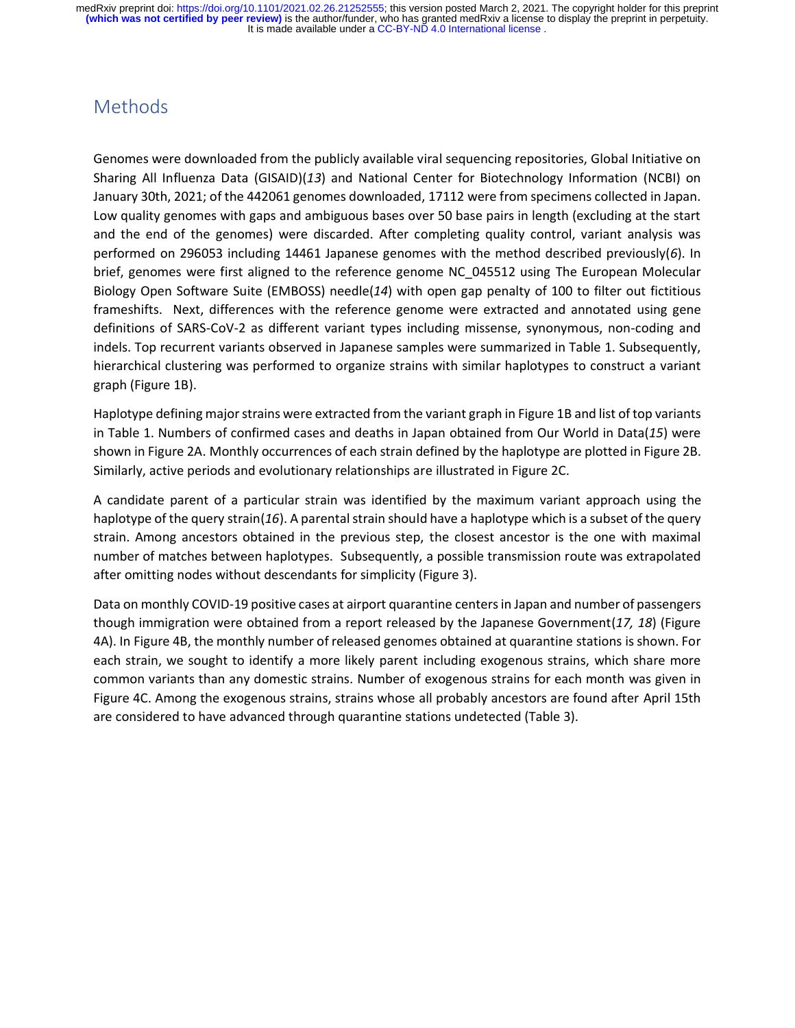# Methods

Genomes were downloaded from the publicly available viral sequencing repositories, Global Initiative on Sharing All Influenza Data (GISAID)(*13*) and National Center for Biotechnology Information (NCBI) on January 30th, 2021; of the 442061 genomes downloaded, 17112 were from specimens collected in Japan. Low quality genomes with gaps and ambiguous bases over 50 base pairs in length (excluding at the start and the end of the genomes) were discarded. After completing quality control, variant analysis was performed on 296053 including 14461 Japanese genomes with the method described previously(*6*). In brief, genomes were first aligned to the reference genome NC_045512 using The European Molecular Biology Open Software Suite (EMBOSS) needle(*14*) with open gap penalty of 100 to filter out fictitious frameshifts. Next, differences with the reference genome were extracted and annotated using gene definitions of SARS-CoV-2 as different variant types including missense, synonymous, non-coding and indels. Top recurrent variants observed in Japanese samples were summarized in Table 1. Subsequently, hierarchical clustering was performed to organize strains with similar haplotypes to construct a variant graph (Figure 1B).

Haplotype defining major strains were extracted from the variant graph in Figure 1B and list of top variants in Table 1. Numbers of confirmed cases and deaths in Japan obtained from Our World in Data(*15*) were shown in Figure 2A. Monthly occurrences of each strain defined by the haplotype are plotted in Figure 2B. Similarly, active periods and evolutionary relationships are illustrated in Figure 2C.

A candidate parent of a particular strain was identified by the maximum variant approach using the haplotype of the query strain(*16*). A parental strain should have a haplotype which is a subset of the query strain. Among ancestors obtained in the previous step, the closest ancestor is the one with maximal number of matches between haplotypes. Subsequently, a possible transmission route was extrapolated after omitting nodes without descendants for simplicity (Figure 3).

Data on monthly COVID-19 positive cases at airport quarantine centers in Japan and number of passengers though immigration were obtained from a report released by the Japanese Government(*17, 18*) (Figure 4A). In Figure 4B, the monthly number of released genomes obtained at quarantine stations is shown. For each strain, we sought to identify a more likely parent including exogenous strains, which share more common variants than any domestic strains. Number of exogenous strains for each month was given in Figure 4C. Among the exogenous strains, strains whose all probably ancestors are found after April 15th are considered to have advanced through quarantine stations undetected (Table 3).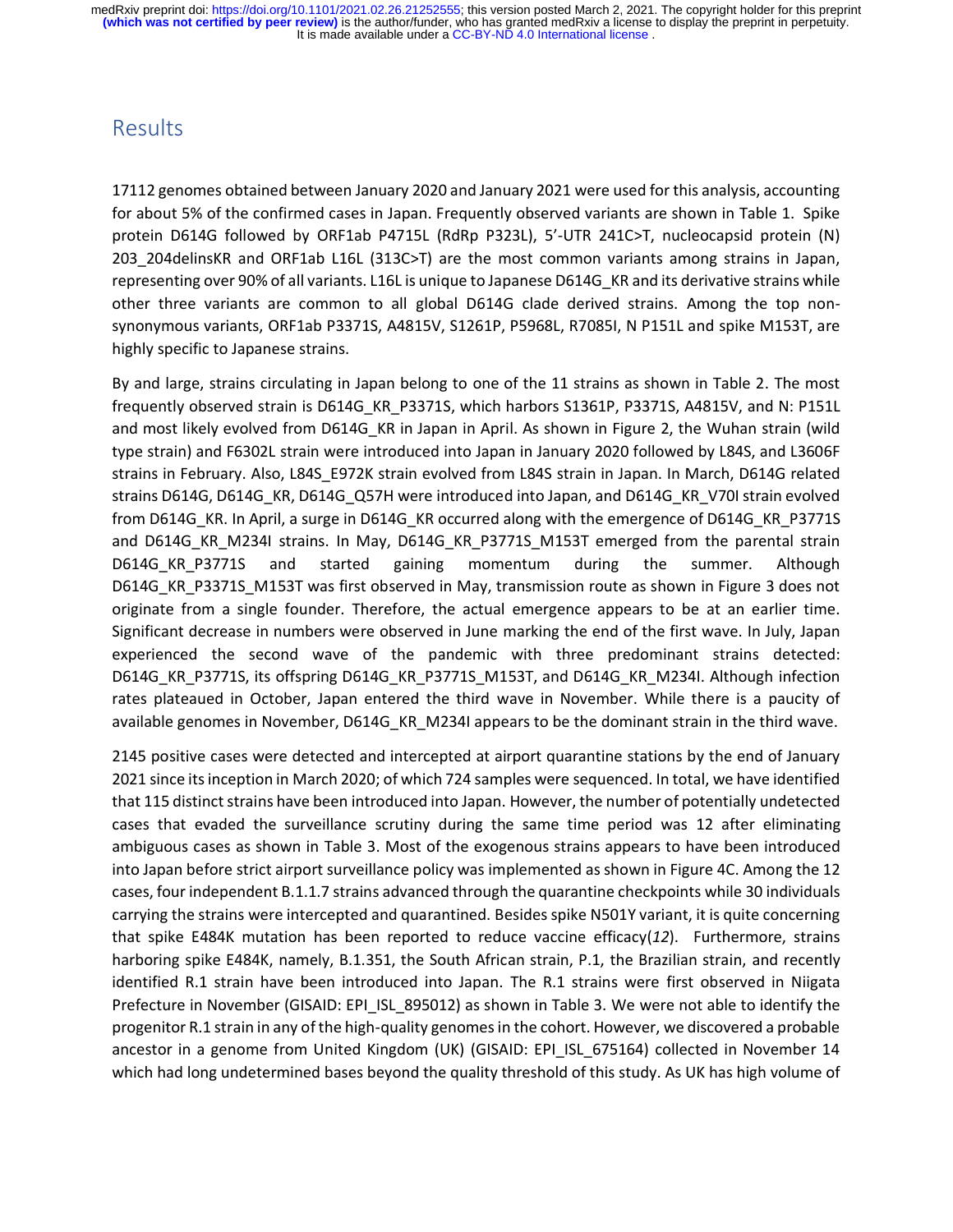## Results

17112 genomes obtained between January 2020 and January 2021 were used for this analysis, accounting for about 5% of the confirmed cases in Japan. Frequently observed variants are shown in Table 1. Spike protein D614G followed by ORF1ab P4715L (RdRp P323L), 5'-UTR 241C>T, nucleocapsid protein (N) 203_204delinsKR and ORF1ab L16L (313C>T) are the most common variants among strains in Japan, representing over 90% of all variants. L16L is unique to Japanese D614G_KR and its derivative strains while other three variants are common to all global D614G clade derived strains. Among the top non-synonymous variants, ORF1ab P3371S, A4815V, S1261P, P5968L, R7085I, N P151L and spike M153T, are highly specific to Japanese strains.

By and large, strains circulating in Japan belong to one of the 11 strains as shown in Table 2. The most frequently observed strain is D614G_KR_P3371S, which harbors S1361P, P3371S, A4815V, and N: P151L and most likely evolved from D614G_KR in Japan in April. As shown in Figure 2, the Wuhan strain (wild type strain) and F6302L strain were introduced into Japan in January 2020 followed by L84S, and L3606F strains in February. Also, L84S_E972K strain evolved from L84S strain in Japan. In March, D614G related strains D614G, D614G_KR, D614G_Q57H were introduced into Japan, and D614G_KR_V70I strain evolved from D614G_KR. In April, a surge in D614G_KR occurred along with the emergence of D614G_KR_P3771S and D614G_KR_M234I strains. In May, D614G_KR_P3771S_M153T emerged from the parental strain D614G_KR_P3771S and started gaining momentum during the summer. Although D614G_KR_P3371S_M153T was first observed in May, transmission route as shown in Figure 3 does not originate from a single founder. Therefore, the actual emergence appears to be at an earlier time. Significant decrease in numbers were observed in June marking the end of the first wave. In July, Japan experienced the second wave of the pandemic with three predominant strains detected: D614G_KR_P3771S, its offspring D614G_KR_P3771S_M153T, and D614G_KR_M234I. Although infection rates plateaued in October, Japan entered the third wave in November. While there is a paucity of available genomes in November, D614G_KR_M234I appears to be the dominant strain in the third wave.

2145 positive cases were detected and intercepted at airport quarantine stations by the end of January 2021 since its inception in March 2020; of which 724 samples were sequenced. In total, we have identified that 115 distinct strains have been introduced into Japan. However, the number of potentially undetected cases that evaded the surveillance scrutiny during the same time period was 12 after eliminating ambiguous cases as shown in Table 3. Most of the exogenous strains appears to have been introduced into Japan before strict airport surveillance policy was implemented as shown in Figure 4C. Among the 12 cases, four independent B.1.1.7 strains advanced through the quarantine checkpoints while 30 individuals carrying the strains were intercepted and quarantined. Besides spike N501Y variant, it is quite concerning that spike E484K mutation has been reported to reduce vaccine efficacy(*12*). Furthermore, strains harboring spike E484K, namely, B.1.351, the South African strain, P.1, the Brazilian strain, and recently identified R.1 strain have been introduced into Japan. The R.1 strains were first observed in Niigata Prefecture in November (GISAID: EPI_ISL_895012) as shown in Table 3. We were not able to identify the progenitor R.1 strain in any of the high-quality genomes in the cohort. However, we discovered a probable ancestor in a genome from United Kingdom (UK) (GISAID: EPI_ISL_675164) collected in November 14 which had long undetermined bases beyond the quality threshold of this study. As UK has high volume of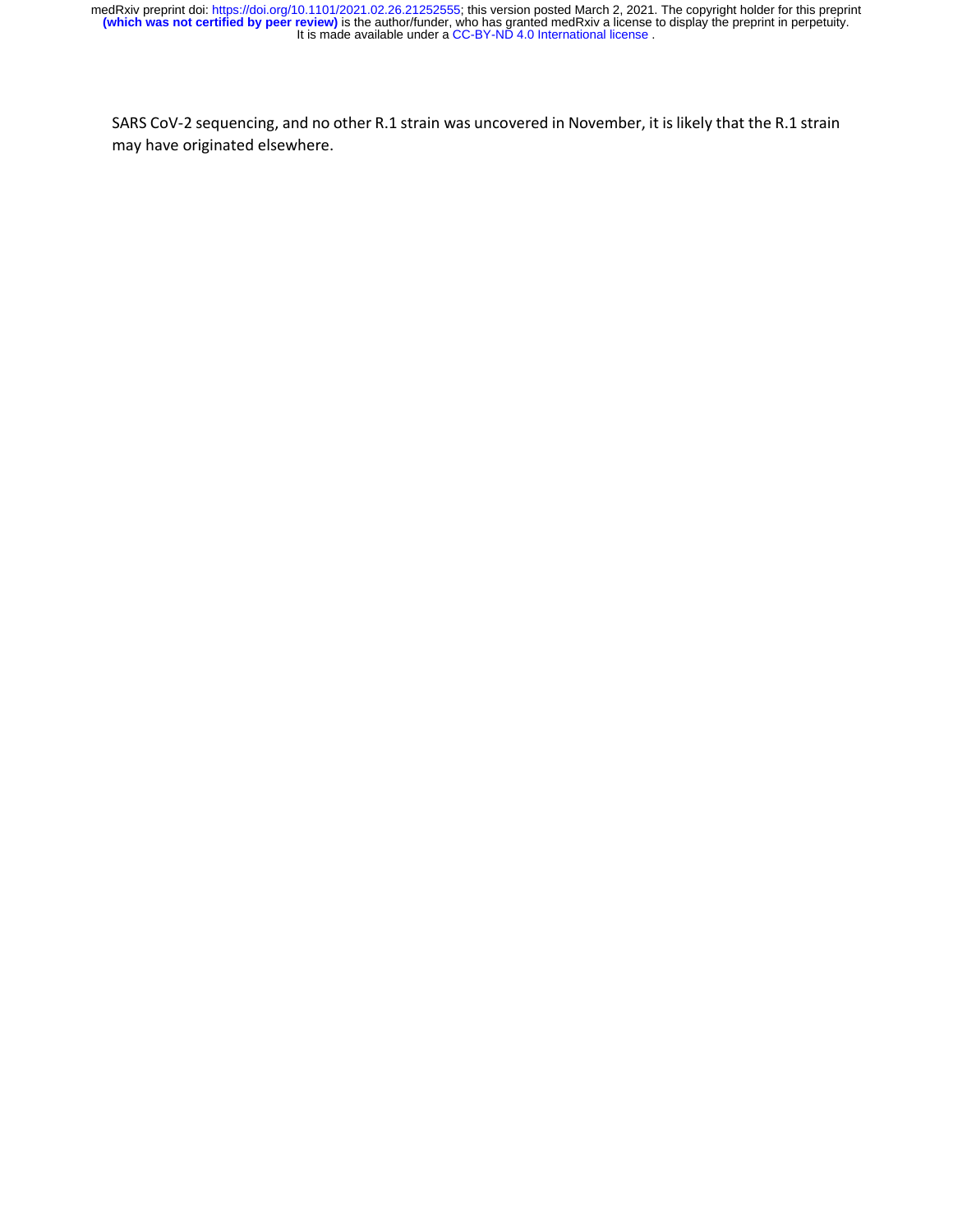SARS CoV-2 sequencing, and no other R.1 strain was uncovered in November, it is likely that the R.1 strain may have originated elsewhere.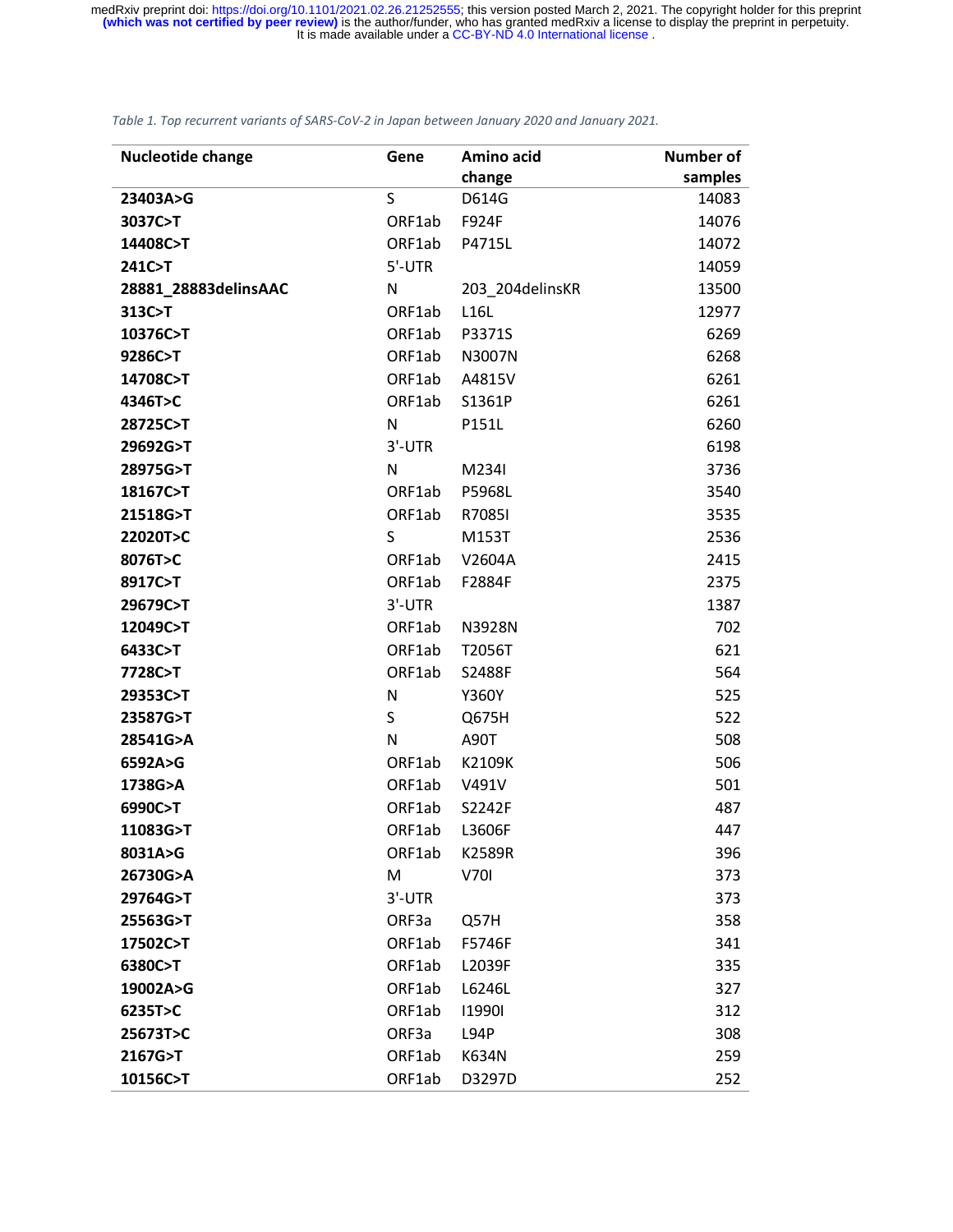*Table 1. Top recurrent variants of SARS-CoV-2 in Japan between January 2020 and January 2021.*

| Nucleotide change | Gene | Amino acid change | Number of samples |
|---|---|---|---|
| 23403A>G | S | D614G | 14083 |
| 3037C>T | ORF1ab | F924F | 14076 |
| 14408C>T | ORF1ab | P4715L | 14072 |
| 241C>T | 5'-UTR | | 14059 |
| 28881_28883delinsAAC | N | 203_204delinsKR | 13500 |
| 313C>T | ORF1ab | L16L | 12977 |
| 10376C>T | ORF1ab | P3371S | 6269 |
| 9286C>T | ORF1ab | N3007N | 6268 |
| 14708C>T | ORF1ab | A4815V | 6261 |
| 4346T>C | ORF1ab | S1361P | 6261 |
| 28725C>T | N | P151L | 6260 |
| 29692G>T | 3'-UTR | | 6198 |
| 28975G>T | N | M234I | 3736 |
| 18167C>T | ORF1ab | P5968L | 3540 |
| 21518G>T | ORF1ab | R7085I | 3535 |
| 22020T>C | S | M153T | 2536 |
| 8076T>C | ORF1ab | V2604A | 2415 |
| 8917C>T | ORF1ab | F2884F | 2375 |
| 29679C>T | 3'-UTR | | 1387 |
| 12049C>T | ORF1ab | N3928N | 702 |
| 6433C>T | ORF1ab | T2056T | 621 |
| 7728C>T | ORF1ab | S2488F | 564 |
| 29353C>T | N | Y360Y | 525 |
| 23587G>T | S | Q675H | 522 |
| 28541G>A | N | A90T | 508 |
| 6592A>G | ORF1ab | K2109K | 506 |
| 1738G>A | ORF1ab | V491V | 501 |
| 6990C>T | ORF1ab | S2242F | 487 |
| 11083G>T | ORF1ab | L3606F | 447 |
| 8031A>G | ORF1ab | K2589R | 396 |
| 26730G>A | M | V70I | 373 |
| 29764G>T | 3'-UTR | | 373 |
| 25563G>T | ORF3a | Q57H | 358 |
| 17502C>T | ORF1ab | F5746F | 341 |
| 6380C>T | ORF1ab | L2039F | 335 |
| 19002A>G | ORF1ab | L6246L | 327 |
| 6235T>C | ORF1ab | I1990I | 312 |
| 25673T>C | ORF3a | L94P | 308 |
| 2167G>T | ORF1ab | K634N | 259 |
| 10156C>T | ORF1ab | D3297D | 252 |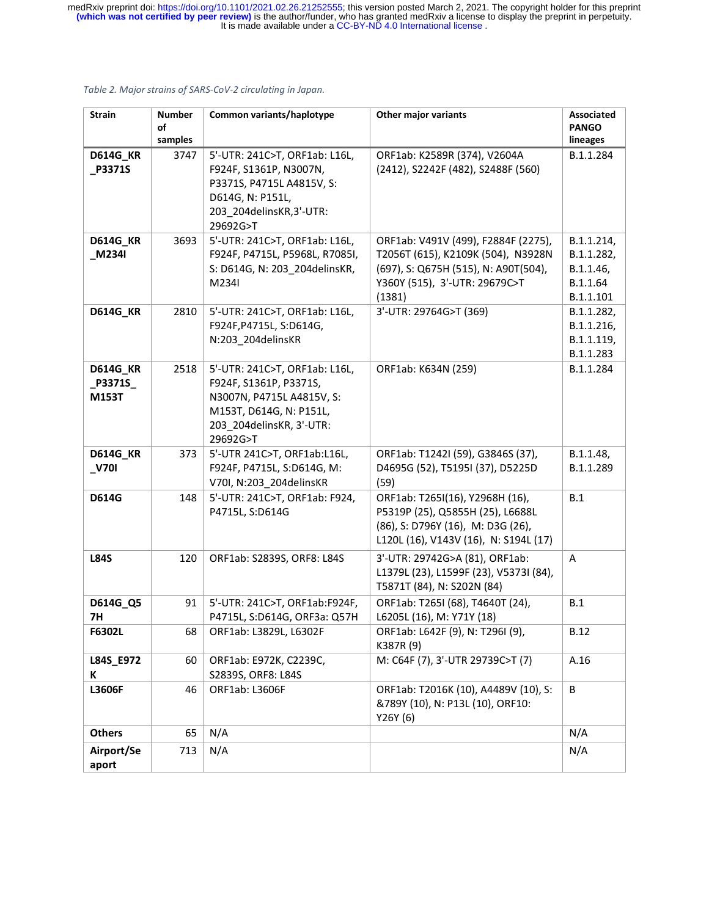*Table 2. Major strains of SARS-CoV-2 circulating in Japan.*

| Strain | Number of samples | Common variants/haplotype | Other major variants | Associated PANGO lineages |
|---|---|---|---|---|
| **D614G_KR_P3371S** | 3747 | 5'-UTR: 241C>T, ORF1ab: L16L, F924F, S1361P, N3007N, P3371S, P4715L A4815V, S: D614G, N: P151L, 203_204delinsKR,3'-UTR: 29692G>T | ORF1ab: K2589R (374), V2604A (2412), S2242F (482), S2488F (560) | B.1.1.284 |
| **D614G_KR_M234I** | 3693 | 5'-UTR: 241C>T, ORF1ab: L16L, F924F, P4715L, P5968L, R7085I, S: D614G, N: 203_204delinsKR, M234I | ORF1ab: V491V (499), F2884F (2275), T2056T (615), K2109K (504), N3928N (697), S: Q675H (515), N: A90T(504), Y360Y (515), 3'-UTR: 29679C>T (1381) | B.1.1.214, B.1.1.282, B.1.1.46, B.1.1.64 B.1.1.101 |
| **D614G_KR** | 2810 | 5'-UTR: 241C>T, ORF1ab: L16L, F924F,P4715L, S:D614G, N:203_204delinsKR | 3'-UTR: 29764G>T (369) | B.1.1.282, B.1.1.216, B.1.1.119, B.1.1.283 |
| **D614G_KR_P3371S_M153T** | 2518 | 5'-UTR: 241C>T, ORF1ab: L16L, F924F, S1361P, P3371S, N3007N, P4715L A4815V, S: M153T, D614G, N: P151L, 203_204delinsKR, 3'-UTR: 29692G>T | ORF1ab: K634N (259) | B.1.1.284 |
| **D614G_KR_V70I** | 373 | 5'-UTR 241C>T, ORF1ab:L16L, F924F, P4715L, S:D614G, M: V70I, N:203_204delinsKR | ORF1ab: T1242I (59), G3846S (37), D4695G (52), T5195I (37), D5225D (59) | B.1.1.48, B.1.1.289 |
| **D614G** | 148 | 5'-UTR: 241C>T, ORF1ab: F924, P4715L, S:D614G | ORF1ab: T265I(16), Y2968H (16), P5319P (25), Q5855H (25), L6688L (86), S: D796Y (16), M: D3G (26), L120L (16), V143V (16), N: S194L (17) | B.1 |
| **L84S** | 120 | ORF1ab: S2839S, ORF8: L84S | 3'-UTR: 29742G>A (81), ORF1ab: L1379L (23), L1599F (23), V5373I (84), T5871T (84), N: S202N (84) | A |
| **D614G_Q57H** | 91 | 5'-UTR: 241C>T, ORF1ab:F924F, P4715L, S:D614G, ORF3a: Q57H | ORF1ab: T265I (68), T4640T (24), L6205L (16), M: Y71Y (18) | B.1 |
| **F6302L** | 68 | ORF1ab: L3829L, L6302F | ORF1ab: L642F (9), N: T296I (9), K387R (9) | B.12 |
| **L84S_E972K** | 60 | ORF1ab: E972K, C2239C, S2839S, ORF8: L84S | M: C64F (7), 3'-UTR 29739C>T (7) | A.16 |
| **L3606F** | 46 | ORF1ab: L3606F | ORF1ab: T2016K (10), A4489V (10), S: &789Y (10), N: P13L (10), ORF10: Y26Y (6) | B |
| **Others** | 65 | N/A | | N/A |
| **Airport/Seaport** | 713 | N/A | | N/A |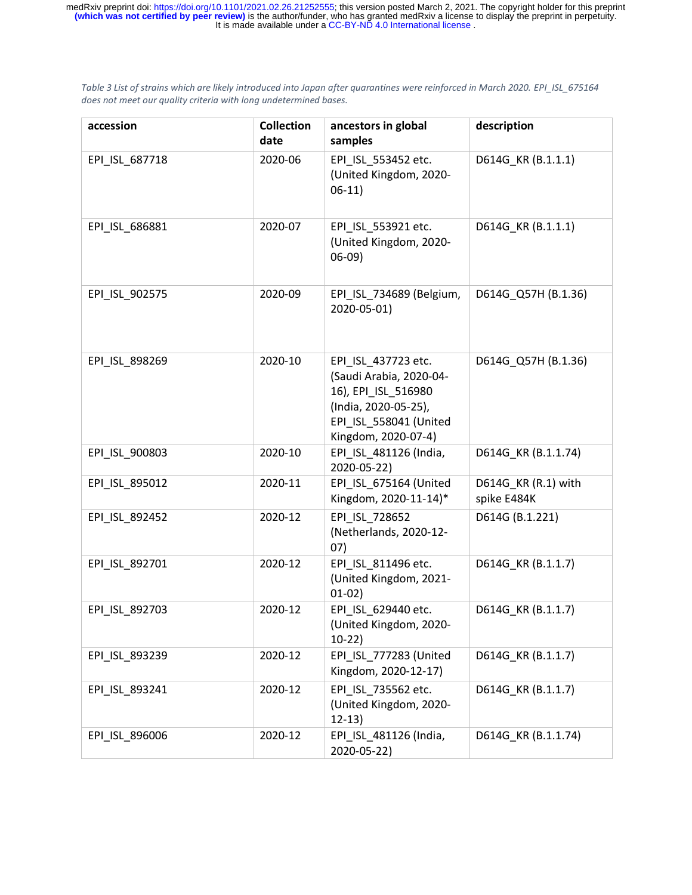*Table 3 List of strains which are likely introduced into Japan after quarantines were reinforced in March 2020. EPI_ISL_675164 does not meet our quality criteria with long undetermined bases.*

| accession | Collection date | ancestors in global samples | description |
|---|---|---|---|
| EPI_ISL_687718 | 2020-06 | EPI_ISL_553452 etc. (United Kingdom, 2020-06-11) | D614G_KR (B.1.1.1) |
| EPI_ISL_686881 | 2020-07 | EPI_ISL_553921 etc. (United Kingdom, 2020-06-09) | D614G_KR (B.1.1.1) |
| EPI_ISL_902575 | 2020-09 | EPI_ISL_734689 (Belgium, 2020-05-01) | D614G_Q57H (B.1.36) |
| EPI_ISL_898269 | 2020-10 | EPI_ISL_437723 etc. (Saudi Arabia, 2020-04-16), EPI_ISL_516980 (India, 2020-05-25), EPI_ISL_558041 (United Kingdom, 2020-07-4) | D614G_Q57H (B.1.36) |
| EPI_ISL_900803 | 2020-10 | EPI_ISL_481126 (India, 2020-05-22) | D614G_KR (B.1.1.74) |
| EPI_ISL_895012 | 2020-11 | EPI_ISL_675164 (United Kingdom, 2020-11-14)* | D614G_KR (R.1) with spike E484K |
| EPI_ISL_892452 | 2020-12 | EPI_ISL_728652 (Netherlands, 2020-12-07) | D614G (B.1.221) |
| EPI_ISL_892701 | 2020-12 | EPI_ISL_811496 etc. (United Kingdom, 2021-01-02) | D614G_KR (B.1.1.7) |
| EPI_ISL_892703 | 2020-12 | EPI_ISL_629440 etc. (United Kingdom, 2020-10-22) | D614G_KR (B.1.1.7) |
| EPI_ISL_893239 | 2020-12 | EPI_ISL_777283 (United Kingdom, 2020-12-17) | D614G_KR (B.1.1.7) |
| EPI_ISL_893241 | 2020-12 | EPI_ISL_735562 etc. (United Kingdom, 2020-12-13) | D614G_KR (B.1.1.7) |
| EPI_ISL_896006 | 2020-12 | EPI_ISL_481126 (India, 2020-05-22) | D614G_KR (B.1.1.74) |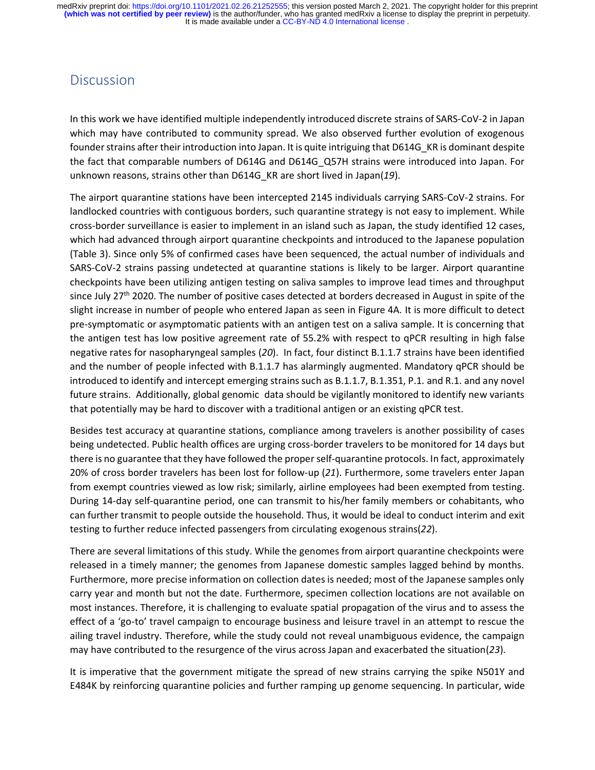## Discussion

In this work we have identified multiple independently introduced discrete strains of SARS-CoV-2 in Japan which may have contributed to community spread. We also observed further evolution of exogenous founder strains after their introduction into Japan. It is quite intriguing that D614G_KR is dominant despite the fact that comparable numbers of D614G and D614G_Q57H strains were introduced into Japan. For unknown reasons, strains other than D614G_KR are short lived in Japan(*19*).

The airport quarantine stations have been intercepted 2145 individuals carrying SARS-CoV-2 strains. For landlocked countries with contiguous borders, such quarantine strategy is not easy to implement. While cross-border surveillance is easier to implement in an island such as Japan, the study identified 12 cases, which had advanced through airport quarantine checkpoints and introduced to the Japanese population (Table 3). Since only 5% of confirmed cases have been sequenced, the actual number of individuals and SARS-CoV-2 strains passing undetected at quarantine stations is likely to be larger. Airport quarantine checkpoints have been utilizing antigen testing on saliva samples to improve lead times and throughput since July 27th 2020. The number of positive cases detected at borders decreased in August in spite of the slight increase in number of people who entered Japan as seen in Figure 4A. It is more difficult to detect pre-symptomatic or asymptomatic patients with an antigen test on a saliva sample. It is concerning that the antigen test has low positive agreement rate of 55.2% with respect to qPCR resulting in high false negative rates for nasopharyngeal samples (*20*). In fact, four distinct B.1.1.7 strains have been identified and the number of people infected with B.1.1.7 has alarmingly augmented. Mandatory qPCR should be introduced to identify and intercept emerging strains such as B.1.1.7, B.1.351, P.1. and R.1. and any novel future strains. Additionally, global genomic data should be vigilantly monitored to identify new variants that potentially may be hard to discover with a traditional antigen or an existing qPCR test.

Besides test accuracy at quarantine stations, compliance among travelers is another possibility of cases being undetected. Public health offices are urging cross-border travelers to be monitored for 14 days but there is no guarantee that they have followed the proper self-quarantine protocols. In fact, approximately 20% of cross border travelers has been lost for follow-up (*21*). Furthermore, some travelers enter Japan from exempt countries viewed as low risk; similarly, airline employees had been exempted from testing. During 14-day self-quarantine period, one can transmit to his/her family members or cohabitants, who can further transmit to people outside the household. Thus, it would be ideal to conduct interim and exit testing to further reduce infected passengers from circulating exogenous strains(*22*).

There are several limitations of this study. While the genomes from airport quarantine checkpoints were released in a timely manner; the genomes from Japanese domestic samples lagged behind by months. Furthermore, more precise information on collection dates is needed; most of the Japanese samples only carry year and month but not the date. Furthermore, specimen collection locations are not available on most instances. Therefore, it is challenging to evaluate spatial propagation of the virus and to assess the effect of a 'go-to' travel campaign to encourage business and leisure travel in an attempt to rescue the ailing travel industry. Therefore, while the study could not reveal unambiguous evidence, the campaign may have contributed to the resurgence of the virus across Japan and exacerbated the situation(*23*).

It is imperative that the government mitigate the spread of new strains carrying the spike N501Y and E484K by reinforcing quarantine policies and further ramping up genome sequencing. In particular, wide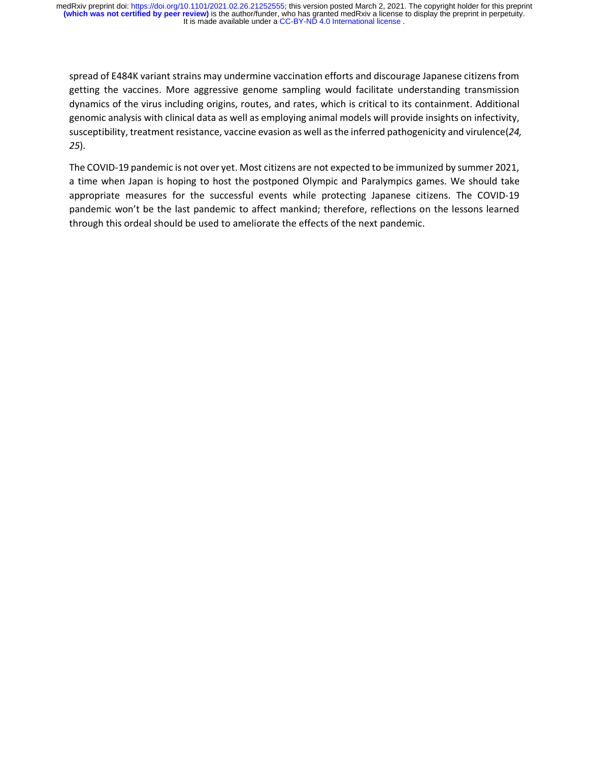spread of E484K variant strains may undermine vaccination efforts and discourage Japanese citizens from getting the vaccines. More aggressive genome sampling would facilitate understanding transmission dynamics of the virus including origins, routes, and rates, which is critical to its containment. Additional genomic analysis with clinical data as well as employing animal models will provide insights on infectivity, susceptibility, treatment resistance, vaccine evasion as well as the inferred pathogenicity and virulence(*24, 25*).

The COVID-19 pandemic is not over yet. Most citizens are not expected to be immunized by summer 2021, a time when Japan is hoping to host the postponed Olympic and Paralympics games. We should take appropriate measures for the successful events while protecting Japanese citizens. The COVID-19 pandemic won't be the last pandemic to affect mankind; therefore, reflections on the lessons learned through this ordeal should be used to ameliorate the effects of the next pandemic.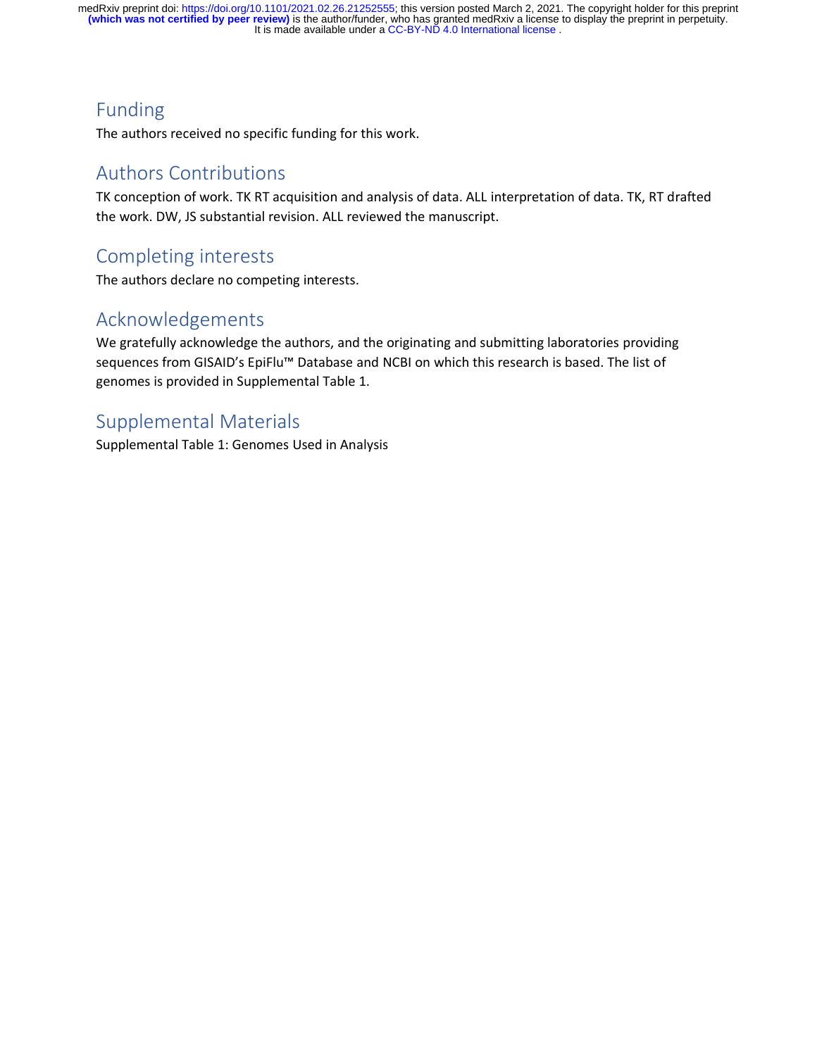## Funding

The authors received no specific funding for this work.

## Authors Contributions

TK conception of work. TK RT acquisition and analysis of data. ALL interpretation of data. TK, RT drafted the work. DW, JS substantial revision. ALL reviewed the manuscript.

## Completing interests

The authors declare no competing interests.

## Acknowledgements

We gratefully acknowledge the authors, and the originating and submitting laboratories providing sequences from GISAID's EpiFlu™ Database and NCBI on which this research is based. The list of genomes is provided in Supplemental Table 1.

## Supplemental Materials

Supplemental Table 1: Genomes Used in Analysis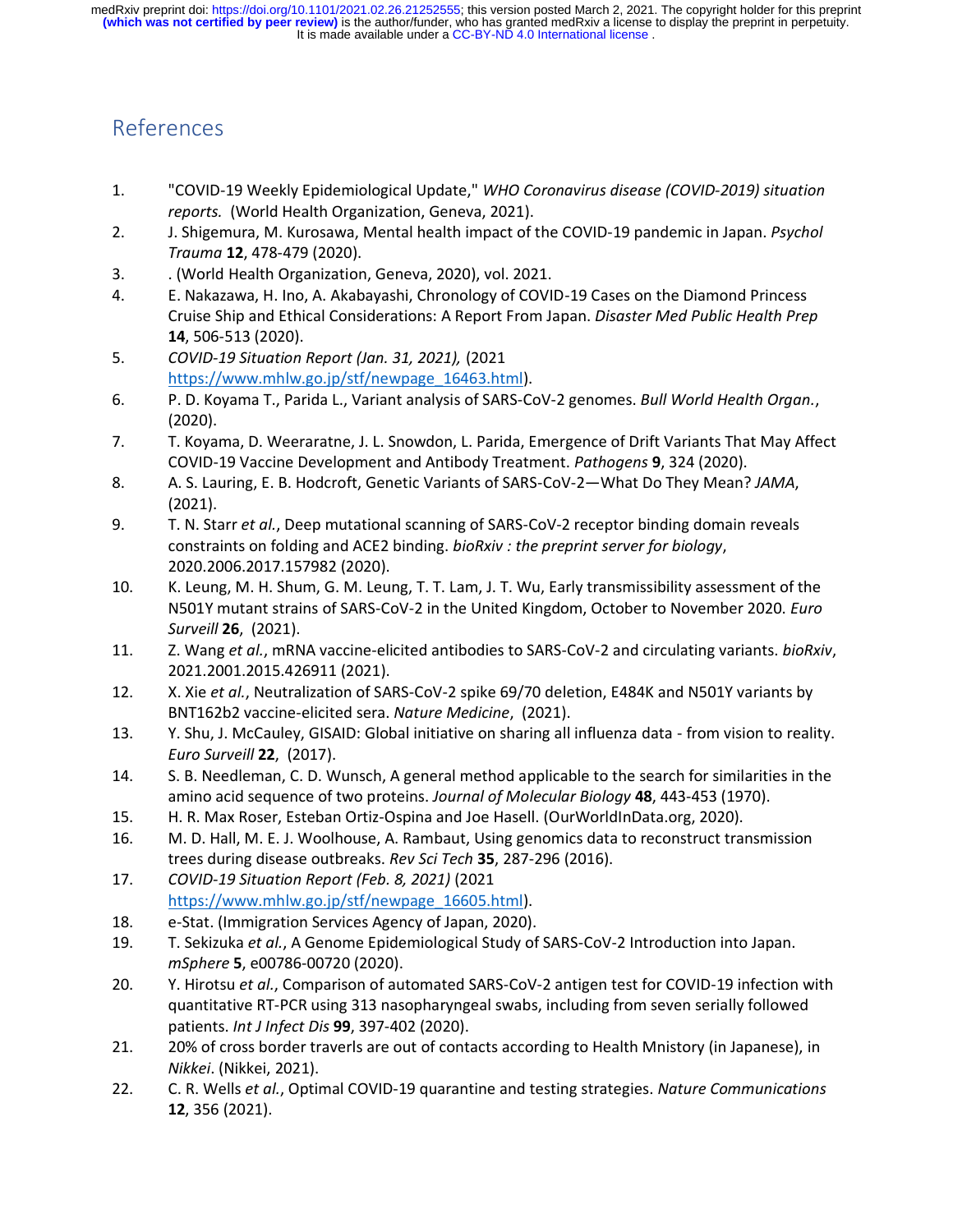## References

1. "COVID-19 Weekly Epidemiological Update," *WHO Coronavirus disease (COVID-2019) situation reports.* (World Health Organization, Geneva, 2021).
2. J. Shigemura, M. Kurosawa, Mental health impact of the COVID-19 pandemic in Japan. *Psychol Trauma* **12**, 478-479 (2020).
3. . (World Health Organization, Geneva, 2020), vol. 2021.
4. E. Nakazawa, H. Ino, A. Akabayashi, Chronology of COVID-19 Cases on the Diamond Princess Cruise Ship and Ethical Considerations: A Report From Japan. *Disaster Med Public Health Prep* **14**, 506-513 (2020).
5. *COVID-19 Situation Report (Jan. 31, 2021),* (2021 https://www.mhlw.go.jp/stf/newpage_16463.html).
6. P. D. Koyama T., Parida L., Variant analysis of SARS-CoV-2 genomes. *Bull World Health Organ.*, (2020).
7. T. Koyama, D. Weeraratne, J. L. Snowdon, L. Parida, Emergence of Drift Variants That May Affect COVID-19 Vaccine Development and Antibody Treatment. *Pathogens* **9**, 324 (2020).
8. A. S. Lauring, E. B. Hodcroft, Genetic Variants of SARS-CoV-2—What Do They Mean? *JAMA*, (2021).
9. T. N. Starr *et al.*, Deep mutational scanning of SARS-CoV-2 receptor binding domain reveals constraints on folding and ACE2 binding. *bioRxiv : the preprint server for biology*, 2020.2006.2017.157982 (2020).
10. K. Leung, M. H. Shum, G. M. Leung, T. T. Lam, J. T. Wu, Early transmissibility assessment of the N501Y mutant strains of SARS-CoV-2 in the United Kingdom, October to November 2020. *Euro Surveill* **26**, (2021).
11. Z. Wang *et al.*, mRNA vaccine-elicited antibodies to SARS-CoV-2 and circulating variants. *bioRxiv*, 2021.2001.2015.426911 (2021).
12. X. Xie *et al.*, Neutralization of SARS-CoV-2 spike 69/70 deletion, E484K and N501Y variants by BNT162b2 vaccine-elicited sera. *Nature Medicine*, (2021).
13. Y. Shu, J. McCauley, GISAID: Global initiative on sharing all influenza data - from vision to reality. *Euro Surveill* **22**, (2017).
14. S. B. Needleman, C. D. Wunsch, A general method applicable to the search for similarities in the amino acid sequence of two proteins. *Journal of Molecular Biology* **48**, 443-453 (1970).
15. H. R. Max Roser, Esteban Ortiz-Ospina and Joe Hasell. (OurWorldInData.org, 2020).
16. M. D. Hall, M. E. J. Woolhouse, A. Rambaut, Using genomics data to reconstruct transmission trees during disease outbreaks. *Rev Sci Tech* **35**, 287-296 (2016).
17. *COVID-19 Situation Report (Feb. 8, 2021)* (2021 https://www.mhlw.go.jp/stf/newpage_16605.html).
18. e-Stat. (Immigration Services Agency of Japan, 2020).
19. T. Sekizuka *et al.*, A Genome Epidemiological Study of SARS-CoV-2 Introduction into Japan. *mSphere* **5**, e00786-00720 (2020).
20. Y. Hirotsu *et al.*, Comparison of automated SARS-CoV-2 antigen test for COVID-19 infection with quantitative RT-PCR using 313 nasopharyngeal swabs, including from seven serially followed patients. *Int J Infect Dis* **99**, 397-402 (2020).
21. 20% of cross border traverls are out of contacts according to Health Mnistory (in Japanese), in *Nikkei*. (Nikkei, 2021).
22. C. R. Wells *et al.*, Optimal COVID-19 quarantine and testing strategies. *Nature Communications* **12**, 356 (2021).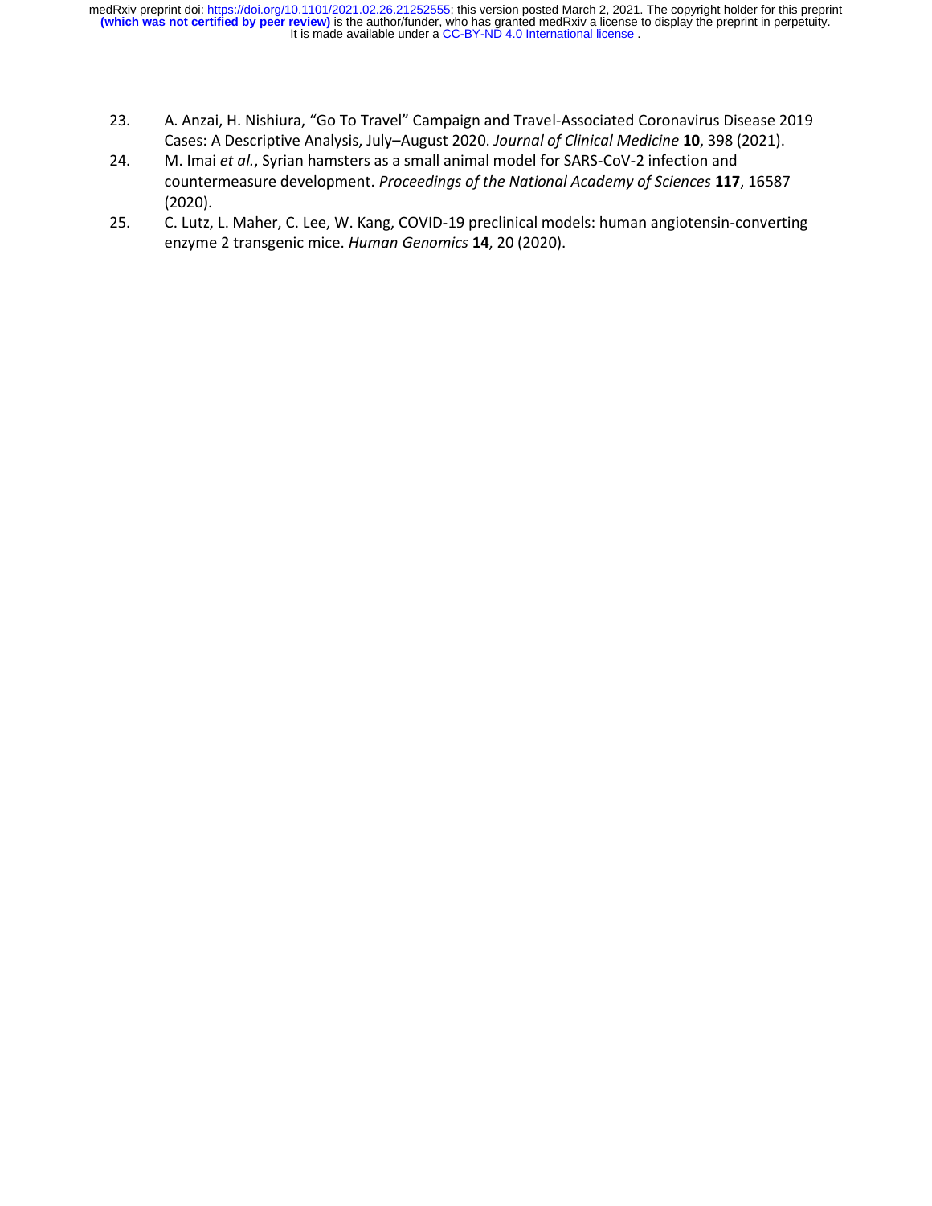23. A. Anzai, H. Nishiura, "Go To Travel" Campaign and Travel-Associated Coronavirus Disease 2019 Cases: A Descriptive Analysis, July–August 2020. *Journal of Clinical Medicine* **10**, 398 (2021).
24. M. Imai *et al.*, Syrian hamsters as a small animal model for SARS-CoV-2 infection and countermeasure development. *Proceedings of the National Academy of Sciences* **117**, 16587 (2020).
25. C. Lutz, L. Maher, C. Lee, W. Kang, COVID-19 preclinical models: human angiotensin-converting enzyme 2 transgenic mice. *Human Genomics* **14**, 20 (2020).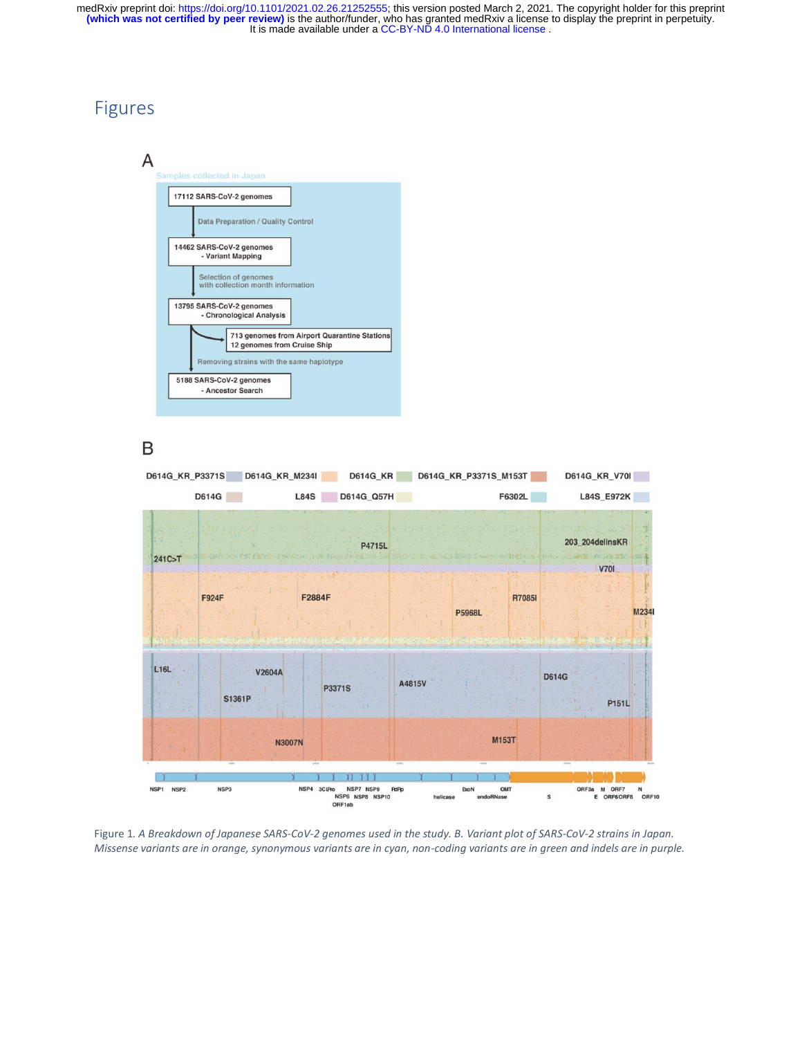# Figures

Figure 1. *A Breakdown of Japanese SARS-CoV-2 genomes used in the study. B. Variant plot of SARS-CoV-2 strains in Japan. Missense variants are in orange, synonymous variants are in cyan, non-coding variants are in green and indels are in purple.*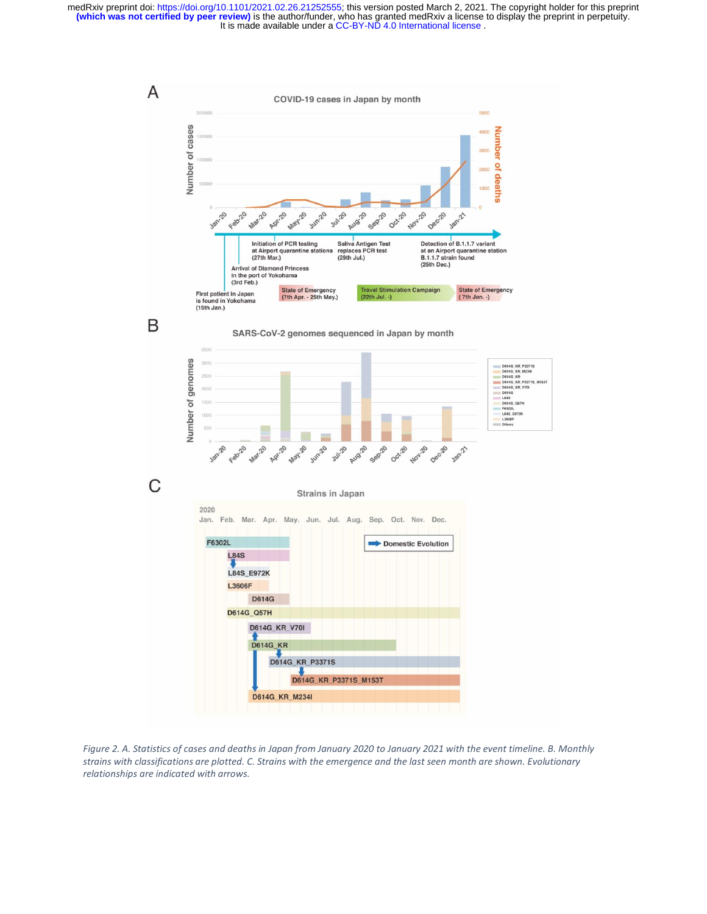*Figure 2. A. Statistics of cases and deaths in Japan from January 2020 to January 2021 with the event timeline. B. Monthly strains with classifications are plotted. C. Strains with the emergence and the last seen month are shown. Evolutionary relationships are indicated with arrows.*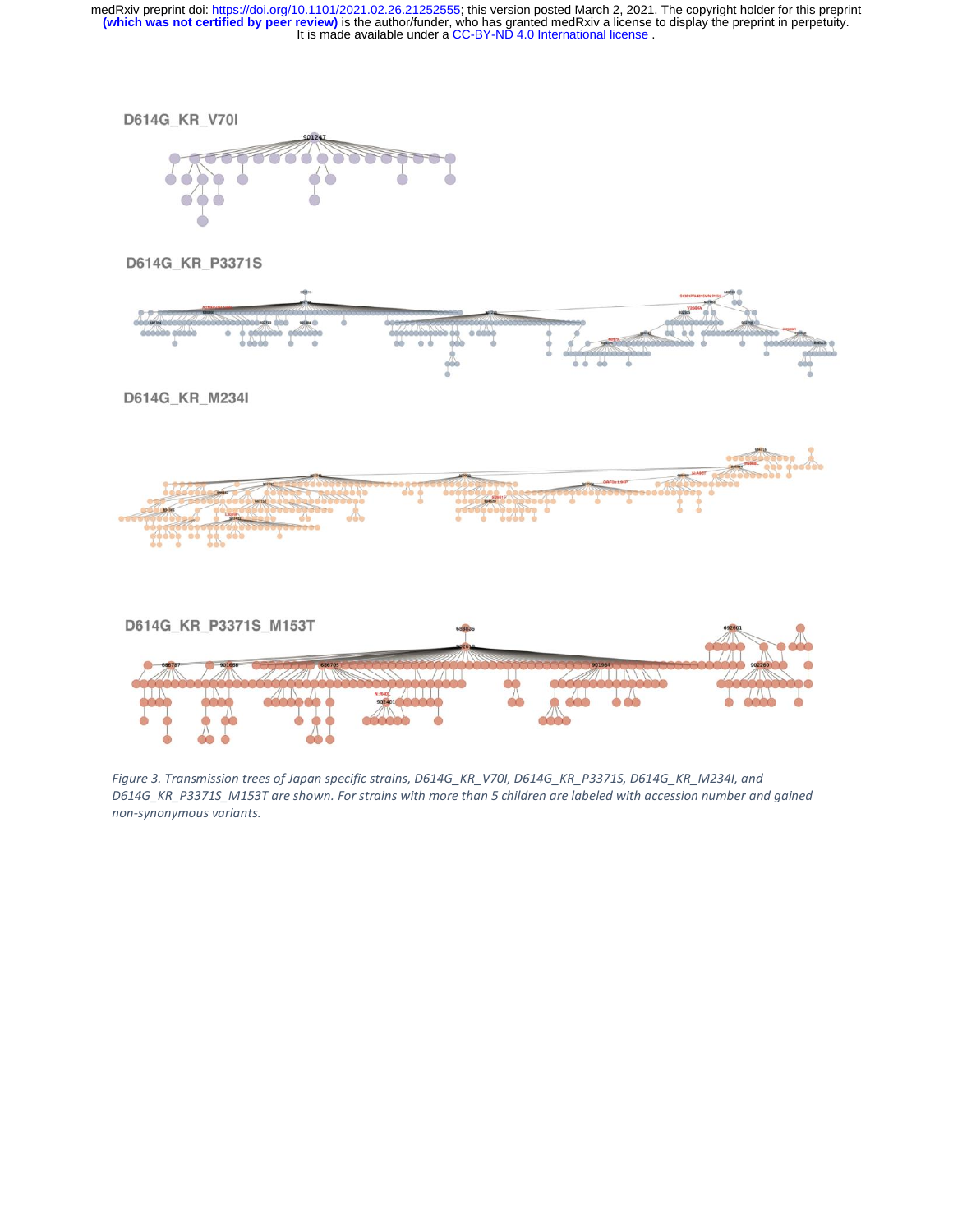*Figure 3. Transmission trees of Japan specific strains, D614G_KR_V70I, D614G_KR_P3371S, D614G_KR_M234I, and D614G_KR_P3371S_M153T are shown. For strains with more than 5 children are labeled with accession number and gained non-synonymous variants.*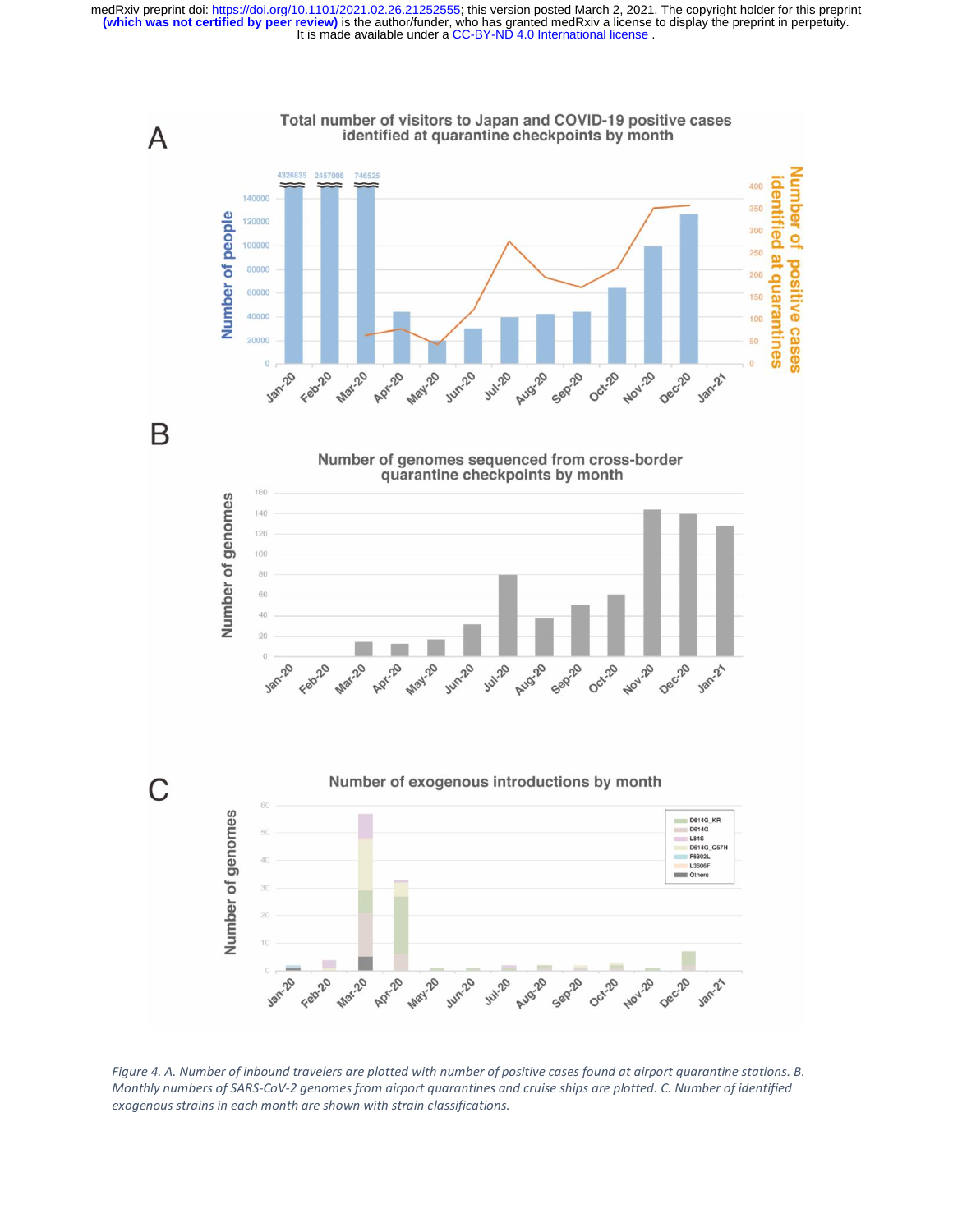A

Total number of visitors to Japan and COVID-19 positive cases identified at quarantine checkpoints by month

4326835 2457008 746525

Number of people

140000
120000
100000
80000
60000
40000
20000
0

Number of positive cases identified at quarantines

400
350
300
250
200
150
100
50
0

Jan-20 Feb-20 Mar-20 Apr-20 May-20 Jun-20 Jul-20 Aug-20 Sep-20 Oct-20 Nov-20 Dec-20 Jan-21

B

Number of genomes sequenced from cross-border quarantine checkpoints by month

Number of genomes

160
140
120
100
80
60
40
20
0

Jan-20 Feb-20 Mar-20 Apr-20 May-20 Jun-20 Jul-20 Aug-20 Sep-20 Oct-20 Nov-20 Dec-20 Jan-21

C

Number of exogenous introductions by month

Number of genomes

60
50
40
30
20
10
0

D614G_KR
D614G
L84S
D614G_Q57H
F6302L
L3606F
Others

Jan-20 Feb-20 Mar-20 Apr-20 May-20 Jun-20 Jul-20 Aug-20 Sep-20 Oct-20 Nov-20 Dec-20 Jan-21

*Figure 4. A. Number of inbound travelers are plotted with number of positive cases found at airport quarantine stations. B. Monthly numbers of SARS-CoV-2 genomes from airport quarantines and cruise ships are plotted. C. Number of identified exogenous strains in each month are shown with strain classifications.*